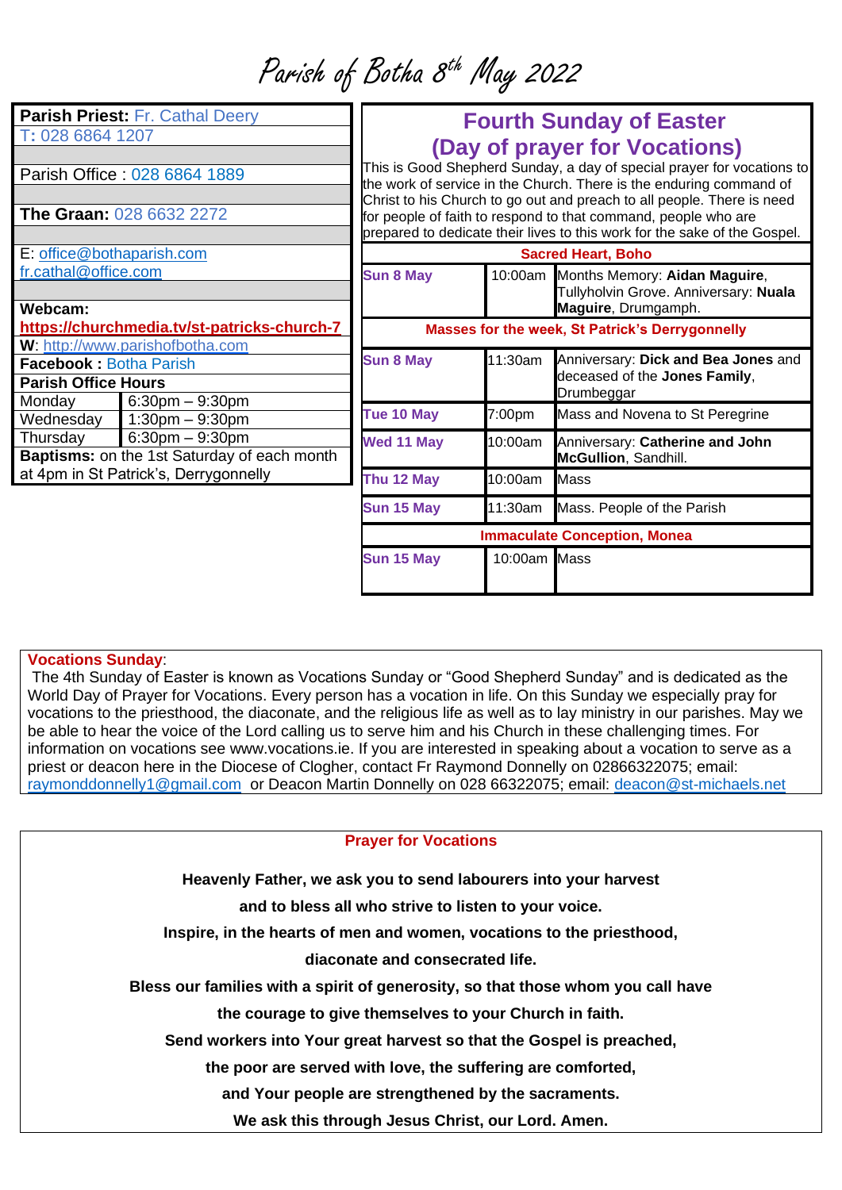# Parish of Botha 8th May 2022

| | |
|---|---|
| **Parish Priest:** Fr. Cathal Deery | |
| T: 028 6864 1207 | |
| Parish Office : 028 6864 1889 | |
| **The Graan:** 028 6632 2272 | |
| E: office@bothaparish.com fr.cathal@office.com | |
| **Webcam:** **https://churchmedia.tv/st-patricks-church-7** | |
| **W**: http://www.parishofbotha.com | |
| **Facebook :** Botha Parish | |
| **Parish Office Hours** | |
| Monday | 6:30pm – 9:30pm |
| Wednesday | 1:30pm – 9:30pm |
| Thursday | 6:30pm – 9:30pm |
| **Baptisms:** on the 1st Saturday of each month at 4pm in St Patrick's, Derrygonnelly | |

## Fourth Sunday of Easter (Day of prayer for Vocations)

This is Good Shepherd Sunday, a day of special prayer for vocations to the work of service in the Church. There is the enduring command of Christ to his Church to go out and preach to all people. There is need for people of faith to respond to that command, people who are prepared to dedicate their lives to this work for the sake of the Gospel.

| **Sacred Heart, Boho** | | |
|---|---|---|
| **Sun 8 May** | 10:00am | Months Memory: **Aidan Maguire**, Tullyholvin Grove. Anniversary: **Nuala Maguire**, Drumgamph. |
| **Masses for the week, St Patrick's Derrygonnelly** | | |
| **Sun 8 May** | 11:30am | Anniversary: **Dick and Bea Jones** and deceased of the **Jones Family**, Drumbeggar |
| **Tue 10 May** | 7:00pm | Mass and Novena to St Peregrine |
| **Wed 11 May** | 10:00am | Anniversary: **Catherine and John McGullion**, Sandhill. |
| **Thu 12 May** | 10:00am | Mass |
| **Sun 15 May** | 11:30am | Mass. People of the Parish |
| **Immaculate Conception, Monea** | | |
| **Sun 15 May** | 10:00am | Mass |

**Vocations Sunday**:
The 4th Sunday of Easter is known as Vocations Sunday or "Good Shepherd Sunday" and is dedicated as the World Day of Prayer for Vocations. Every person has a vocation in life. On this Sunday we especially pray for vocations to the priesthood, the diaconate, and the religious life as well as to lay ministry in our parishes. May we be able to hear the voice of the Lord calling us to serve him and his Church in these challenging times. For information on vocations see www.vocations.ie. If you are interested in speaking about a vocation to serve as a priest or deacon here in the Diocese of Clogher, contact Fr Raymond Donnelly on 02866322075; email: raymonddonnelly1@gmail.com or Deacon Martin Donnelly on 028 66322075; email: deacon@st-michaels.net

### Prayer for Vocations

**Heavenly Father, we ask you to send labourers into your harvest**
**and to bless all who strive to listen to your voice.**
**Inspire, in the hearts of men and women, vocations to the priesthood,**
**diaconate and consecrated life.**
**Bless our families with a spirit of generosity, so that those whom you call have**
**the courage to give themselves to your Church in faith.**
**Send workers into Your great harvest so that the Gospel is preached,**
**the poor are served with love, the suffering are comforted,**
**and Your people are strengthened by the sacraments.**
**We ask this through Jesus Christ, our Lord. Amen.**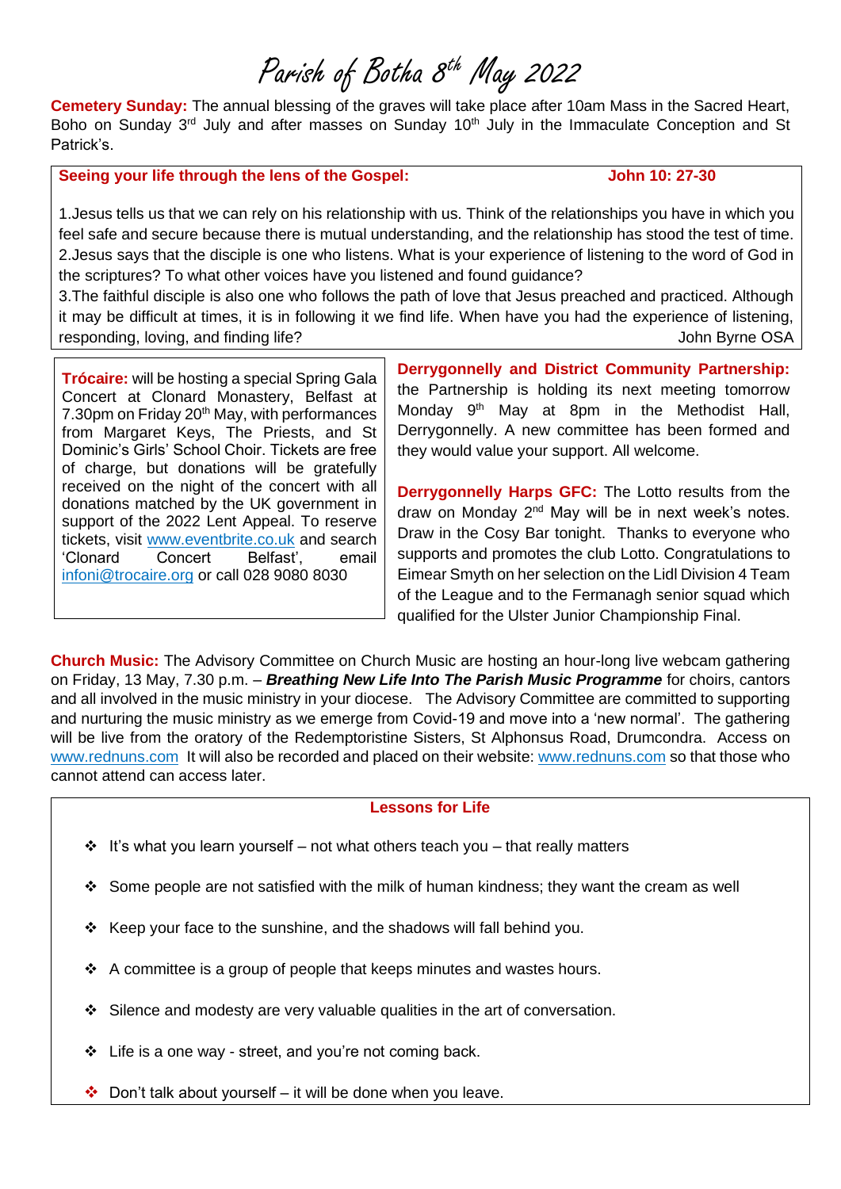# Parish of Botha 8th May 2022

**Cemetery Sunday:** The annual blessing of the graves will take place after 10am Mass in the Sacred Heart, Boho on Sunday 3rd July and after masses on Sunday 10th July in the Immaculate Conception and St Patrick's.

**Seeing your life through the lens of the Gospel:** **John 10: 27-30**

1.Jesus tells us that we can rely on his relationship with us. Think of the relationships you have in which you feel safe and secure because there is mutual understanding, and the relationship has stood the test of time.
2.Jesus says that the disciple is one who listens. What is your experience of listening to the word of God in the scriptures? To what other voices have you listened and found guidance?
3.The faithful disciple is also one who follows the path of love that Jesus preached and practiced. Although it may be difficult at times, it is in following it we find life. When have you had the experience of listening, responding, loving, and finding life?

John Byrne OSA

**Trócaire:** will be hosting a special Spring Gala Concert at Clonard Monastery, Belfast at 7.30pm on Friday 20th May, with performances from Margaret Keys, The Priests, and St Dominic's Girls' School Choir. Tickets are free of charge, but donations will be gratefully received on the night of the concert with all donations matched by the UK government in support of the 2022 Lent Appeal. To reserve tickets, visit www.eventbrite.co.uk and search 'Clonard Concert Belfast', email infoni@trocaire.org or call 028 9080 8030

**Derrygonnelly and District Community Partnership:** the Partnership is holding its next meeting tomorrow Monday 9th May at 8pm in the Methodist Hall, Derrygonnelly. A new committee has been formed and they would value your support. All welcome.

**Derrygonnelly Harps GFC:** The Lotto results from the draw on Monday 2nd May will be in next week's notes. Draw in the Cosy Bar tonight. Thanks to everyone who supports and promotes the club Lotto. Congratulations to Eimear Smyth on her selection on the Lidl Division 4 Team of the League and to the Fermanagh senior squad which qualified for the Ulster Junior Championship Final.

**Church Music:** The Advisory Committee on Church Music are hosting an hour-long live webcam gathering on Friday, 13 May, 7.30 p.m. – ***Breathing New Life Into The Parish Music Programme*** for choirs, cantors and all involved in the music ministry in your diocese. The Advisory Committee are committed to supporting and nurturing the music ministry as we emerge from Covid-19 and move into a 'new normal'. The gathering will be live from the oratory of the Redemptoristine Sisters, St Alphonsus Road, Drumcondra. Access on www.rednuns.com It will also be recorded and placed on their website: www.rednuns.com so that those who cannot attend can access later.

**Lessons for Life**

- It's what you learn yourself – not what others teach you – that really matters
- Some people are not satisfied with the milk of human kindness; they want the cream as well
- Keep your face to the sunshine, and the shadows will fall behind you.
- A committee is a group of people that keeps minutes and wastes hours.
- Silence and modesty are very valuable qualities in the art of conversation.
- Life is a one way - street, and you're not coming back.
- Don't talk about yourself – it will be done when you leave.